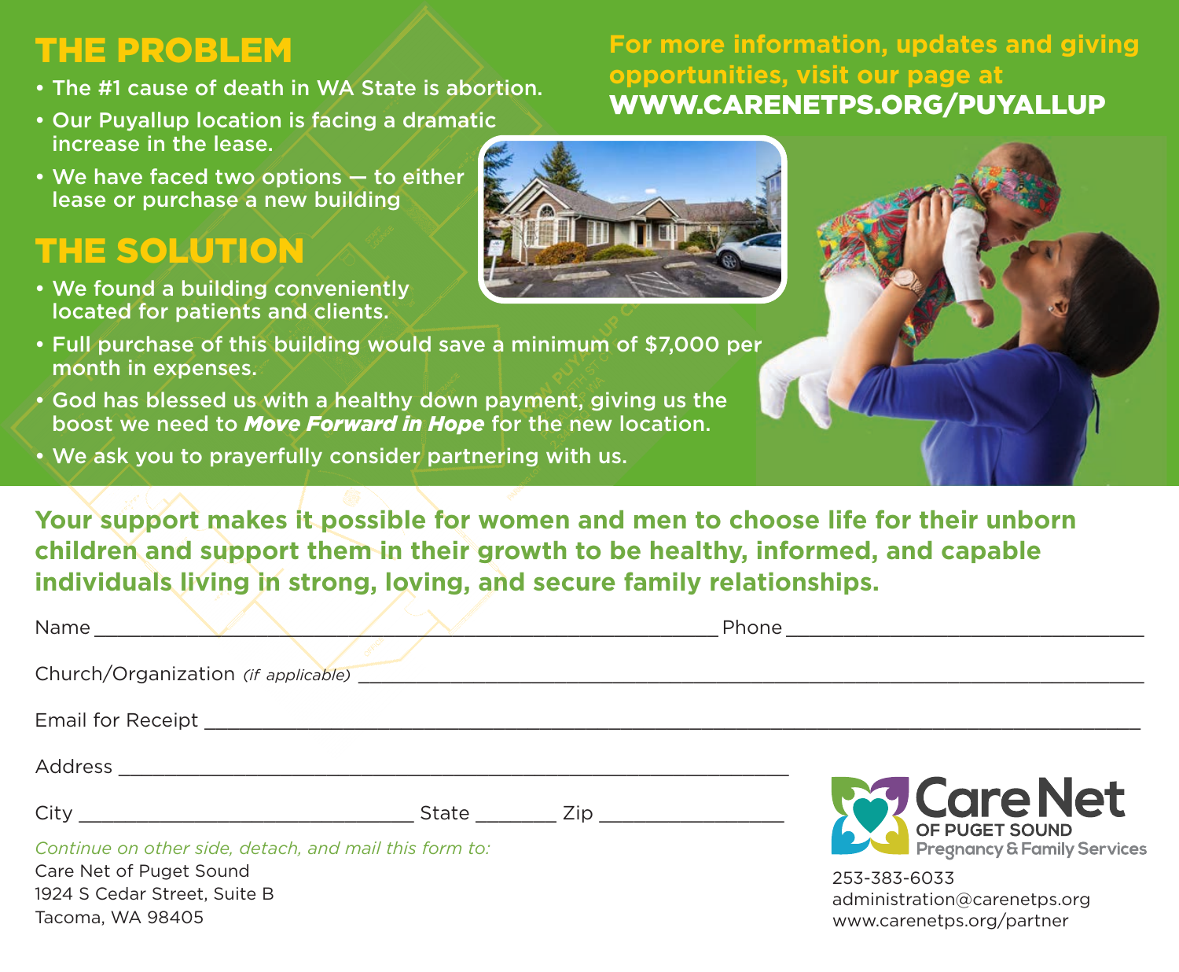## THE PROBLEM

- The #1 cause of death in WA State is abortion.
- Our Puyallup location is facing a dramatic increase in the lease.
- We have faced two options — to either lease or purchase a new building

## THE SOLUTION

- We found a building conveniently located for patients and clients.
- Full purchase of this building would save a minimum of $7,000 per month in expenses.
- God has blessed us with a healthy down payment, giving us the boost we need to ***Move Forward in Hope*** for the new location.
- We ask you to prayerfully consider partnering with us.

**For more information, updates and giving opportunities, visit our page at WWW.CARENETPS.ORG/PUYALLUP**

**Your support makes it possible for women and men to choose life for their unborn children and support them in their growth to be healthy, informed, and capable individuals living in strong, loving, and secure family relationships.**

Name ______________________________ Phone ______________________________

Church/Organization *(if applicable)* ______________________________

Email for Receipt ______________________________

Address ______________________________

City ____________________ State ________ Zip ________________

*Continue on other side, detach, and mail this form to:*

Care Net of Puget Sound
1924 S Cedar Street, Suite B
Tacoma, WA 98405

Care Net OF PUGET SOUND
Pregnancy & Family Services

253-383-6033
administration@carenetps.org
www.carenetps.org/partner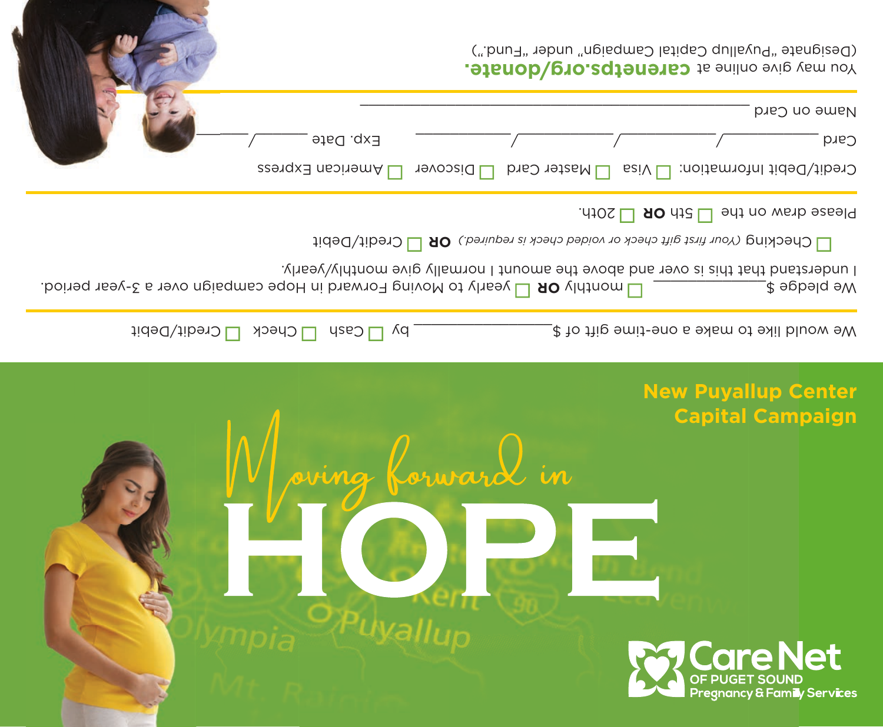You may give online at **carenetps.org/donate.**
(Designate "Puyallup Capital Campaign" under "Fund.")

Name on Card ____________________________________________

Card ___________ / ___________ / ___________ / ___________ Exp. Date ______ / ______

Credit/Debit Information: ☐ Visa ☐ Master Card ☐ Discover ☐ American Express

Please draw on the ☐ 5th **OR** ☐ 20th.

☐ Checking *(Your first gift check or voided check is required.)* **OR** ☐ Credit/Debit

We pledge $____________ ☐ monthly **OR** ☐ yearly to Moving Forward in Hope campaign over a 3-year period. I understand that this is over and above the amount I normally give monthly/yearly.

We would like to make a one-time gift of $______________ by ☐ Cash ☐ Check ☐ Credit/Debit

**New Puyallup Center Capital Campaign**

# Moving forward in HOPE

Care Net OF PUGET SOUND Pregnancy & Family Services